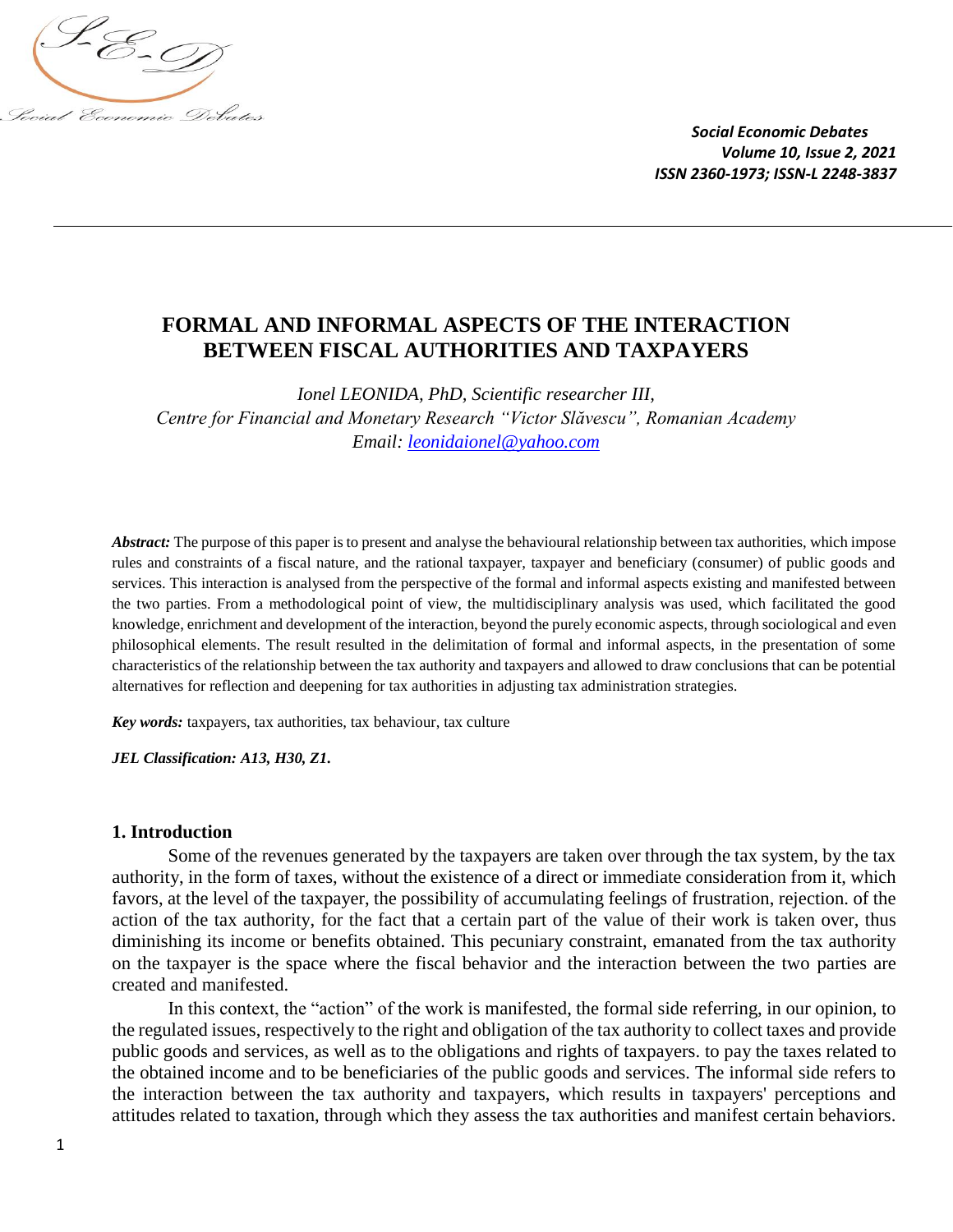# FORMAL AND INFORMAL ASPECTS OF THE INTERACTION BETWEEN FISCAL AUTHORITIES AND TAXPAYERS

*Ionel LEONIDA, PhD, Scientific researcher III,*
*Centre for Financial and Monetary Research "Victor Slăvescu", Romanian Academy*
*Email: leonidaionel@yahoo.com*

***Abstract:*** The purpose of this paper is to present and analyse the behavioural relationship between tax authorities, which impose rules and constraints of a fiscal nature, and the rational taxpayer, taxpayer and beneficiary (consumer) of public goods and services. This interaction is analysed from the perspective of the formal and informal aspects existing and manifested between the two parties. From a methodological point of view, the multidisciplinary analysis was used, which facilitated the good knowledge, enrichment and development of the interaction, beyond the purely economic aspects, through sociological and even philosophical elements. The result resulted in the delimitation of formal and informal aspects, in the presentation of some characteristics of the relationship between the tax authority and taxpayers and allowed to draw conclusions that can be potential alternatives for reflection and deepening for tax authorities in adjusting tax administration strategies.

***Key words:*** taxpayers, tax authorities, tax behaviour, tax culture

***JEL Classification: A13, H30, Z1.***

## 1. Introduction

Some of the revenues generated by the taxpayers are taken over through the tax system, by the tax authority, in the form of taxes, without the existence of a direct or immediate consideration from it, which favors, at the level of the taxpayer, the possibility of accumulating feelings of frustration, rejection. of the action of the tax authority, for the fact that a certain part of the value of their work is taken over, thus diminishing its income or benefits obtained. This pecuniary constraint, emanated from the tax authority on the taxpayer is the space where the fiscal behavior and the interaction between the two parties are created and manifested.

In this context, the "action" of the work is manifested, the formal side referring, in our opinion, to the regulated issues, respectively to the right and obligation of the tax authority to collect taxes and provide public goods and services, as well as to the obligations and rights of taxpayers. to pay the taxes related to the obtained income and to be beneficiaries of the public goods and services. The informal side refers to the interaction between the tax authority and taxpayers, which results in taxpayers' perceptions and attitudes related to taxation, through which they assess the tax authorities and manifest certain behaviors.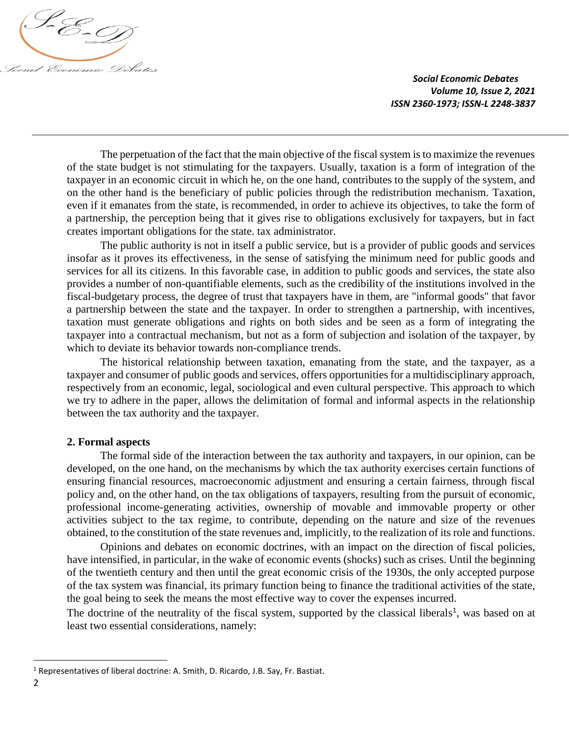The perpetuation of the fact that the main objective of the fiscal system is to maximize the revenues of the state budget is not stimulating for the taxpayers. Usually, taxation is a form of integration of the taxpayer in an economic circuit in which he, on the one hand, contributes to the supply of the system, and on the other hand is the beneficiary of public policies through the redistribution mechanism. Taxation, even if it emanates from the state, is recommended, in order to achieve its objectives, to take the form of a partnership, the perception being that it gives rise to obligations exclusively for taxpayers, but in fact creates important obligations for the state. tax administrator.

The public authority is not in itself a public service, but is a provider of public goods and services insofar as it proves its effectiveness, in the sense of satisfying the minimum need for public goods and services for all its citizens. In this favorable case, in addition to public goods and services, the state also provides a number of non-quantifiable elements, such as the credibility of the institutions involved in the fiscal-budgetary process, the degree of trust that taxpayers have in them, are "informal goods" that favor a partnership between the state and the taxpayer. In order to strengthen a partnership, with incentives, taxation must generate obligations and rights on both sides and be seen as a form of integrating the taxpayer into a contractual mechanism, but not as a form of subjection and isolation of the taxpayer, by which to deviate its behavior towards non-compliance trends.

The historical relationship between taxation, emanating from the state, and the taxpayer, as a taxpayer and consumer of public goods and services, offers opportunities for a multidisciplinary approach, respectively from an economic, legal, sociological and even cultural perspective. This approach to which we try to adhere in the paper, allows the delimitation of formal and informal aspects in the relationship between the tax authority and the taxpayer.

## 2. Formal aspects

The formal side of the interaction between the tax authority and taxpayers, in our opinion, can be developed, on the one hand, on the mechanisms by which the tax authority exercises certain functions of ensuring financial resources, macroeconomic adjustment and ensuring a certain fairness, through fiscal policy and, on the other hand, on the tax obligations of taxpayers, resulting from the pursuit of economic, professional income-generating activities, ownership of movable and immovable property or other activities subject to the tax regime, to contribute, depending on the nature and size of the revenues obtained, to the constitution of the state revenues and, implicitly, to the realization of its role and functions.

Opinions and debates on economic doctrines, with an impact on the direction of fiscal policies, have intensified, in particular, in the wake of economic events (shocks) such as crises. Until the beginning of the twentieth century and then until the great economic crisis of the 1930s, the only accepted purpose of the tax system was financial, its primary function being to finance the traditional activities of the state, the goal being to seek the means the most effective way to cover the expenses incurred.

The doctrine of the neutrality of the fiscal system, supported by the classical liberals[1], was based on at least two essential considerations, namely:

[1] Representatives of liberal doctrine: A. Smith, D. Ricardo, J.B. Say, Fr. Bastiat.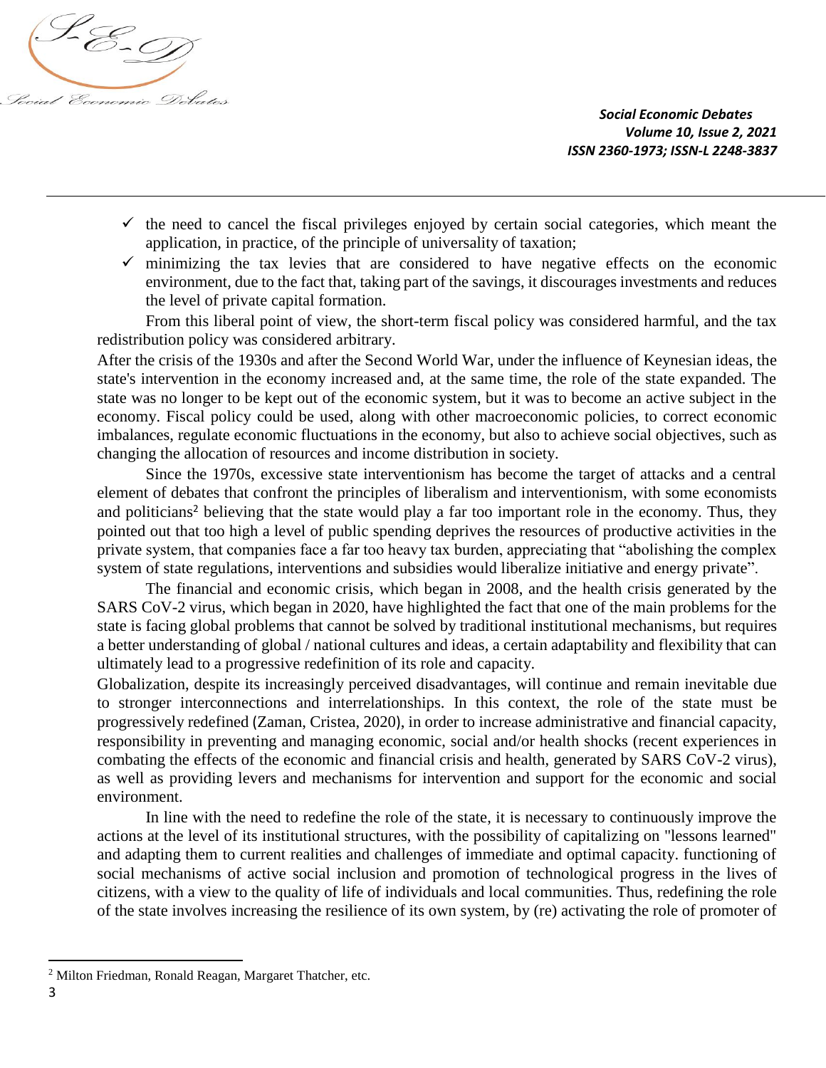- ✓ the need to cancel the fiscal privileges enjoyed by certain social categories, which meant the application, in practice, of the principle of universality of taxation;
- ✓ minimizing the tax levies that are considered to have negative effects on the economic environment, due to the fact that, taking part of the savings, it discourages investments and reduces the level of private capital formation.

From this liberal point of view, the short-term fiscal policy was considered harmful, and the tax redistribution policy was considered arbitrary.

After the crisis of the 1930s and after the Second World War, under the influence of Keynesian ideas, the state's intervention in the economy increased and, at the same time, the role of the state expanded. The state was no longer to be kept out of the economic system, but it was to become an active subject in the economy. Fiscal policy could be used, along with other macroeconomic policies, to correct economic imbalances, regulate economic fluctuations in the economy, but also to achieve social objectives, such as changing the allocation of resources and income distribution in society.

Since the 1970s, excessive state interventionism has become the target of attacks and a central element of debates that confront the principles of liberalism and interventionism, with some economists and politicians[2] believing that the state would play a far too important role in the economy. Thus, they pointed out that too high a level of public spending deprives the resources of productive activities in the private system, that companies face a far too heavy tax burden, appreciating that "abolishing the complex system of state regulations, interventions and subsidies would liberalize initiative and energy private".

The financial and economic crisis, which began in 2008, and the health crisis generated by the SARS CoV-2 virus, which began in 2020, have highlighted the fact that one of the main problems for the state is facing global problems that cannot be solved by traditional institutional mechanisms, but requires a better understanding of global / national cultures and ideas, a certain adaptability and flexibility that can ultimately lead to a progressive redefinition of its role and capacity.

Globalization, despite its increasingly perceived disadvantages, will continue and remain inevitable due to stronger interconnections and interrelationships. In this context, the role of the state must be progressively redefined (Zaman, Cristea, 2020), in order to increase administrative and financial capacity, responsibility in preventing and managing economic, social and/or health shocks (recent experiences in combating the effects of the economic and financial crisis and health, generated by SARS CoV-2 virus), as well as providing levers and mechanisms for intervention and support for the economic and social environment.

In line with the need to redefine the role of the state, it is necessary to continuously improve the actions at the level of its institutional structures, with the possibility of capitalizing on "lessons learned" and adapting them to current realities and challenges of immediate and optimal capacity. functioning of social mechanisms of active social inclusion and promotion of technological progress in the lives of citizens, with a view to the quality of life of individuals and local communities. Thus, redefining the role of the state involves increasing the resilience of its own system, by (re) activating the role of promoter of

---

[2] Milton Friedman, Ronald Reagan, Margaret Thatcher, etc.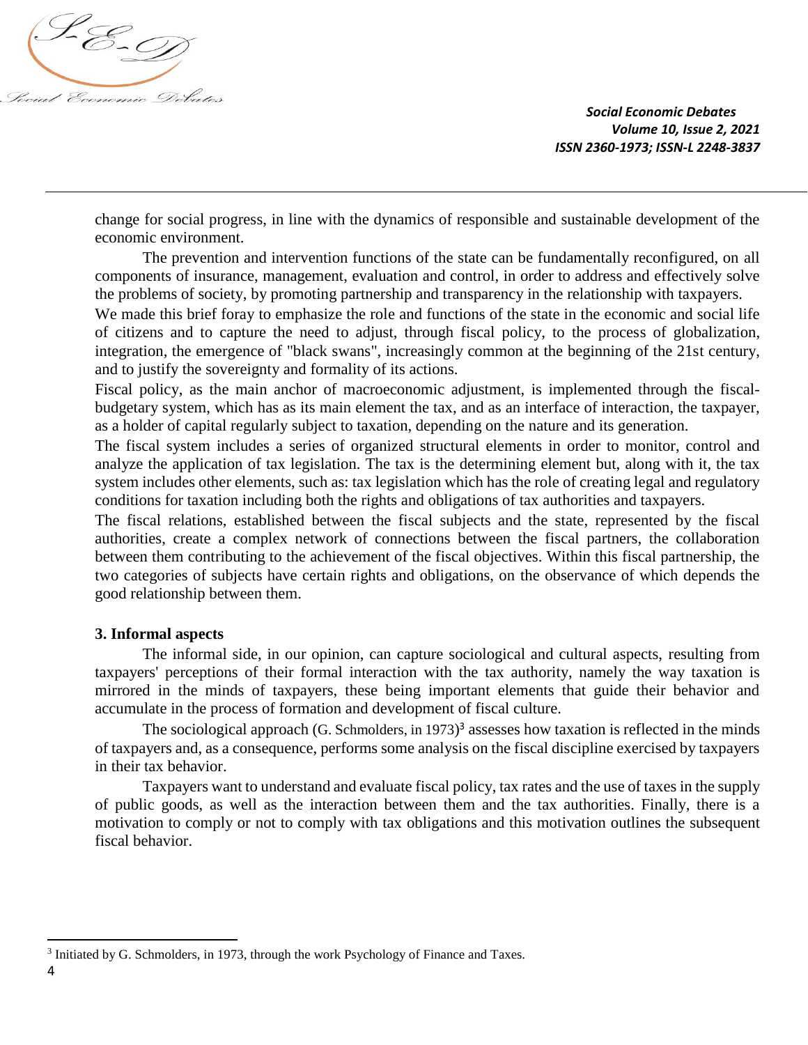change for social progress, in line with the dynamics of responsible and sustainable development of the economic environment.

The prevention and intervention functions of the state can be fundamentally reconfigured, on all components of insurance, management, evaluation and control, in order to address and effectively solve the problems of society, by promoting partnership and transparency in the relationship with taxpayers.

We made this brief foray to emphasize the role and functions of the state in the economic and social life of citizens and to capture the need to adjust, through fiscal policy, to the process of globalization, integration, the emergence of "black swans", increasingly common at the beginning of the 21st century, and to justify the sovereignty and formality of its actions.

Fiscal policy, as the main anchor of macroeconomic adjustment, is implemented through the fiscal-budgetary system, which has as its main element the tax, and as an interface of interaction, the taxpayer, as a holder of capital regularly subject to taxation, depending on the nature and its generation.

The fiscal system includes a series of organized structural elements in order to monitor, control and analyze the application of tax legislation. The tax is the determining element but, along with it, the tax system includes other elements, such as: tax legislation which has the role of creating legal and regulatory conditions for taxation including both the rights and obligations of tax authorities and taxpayers.

The fiscal relations, established between the fiscal subjects and the state, represented by the fiscal authorities, create a complex network of connections between the fiscal partners, the collaboration between them contributing to the achievement of the fiscal objectives. Within this fiscal partnership, the two categories of subjects have certain rights and obligations, on the observance of which depends the good relationship between them.

### 3. Informal aspects

The informal side, in our opinion, can capture sociological and cultural aspects, resulting from taxpayers' perceptions of their formal interaction with the tax authority, namely the way taxation is mirrored in the minds of taxpayers, these being important elements that guide their behavior and accumulate in the process of formation and development of fiscal culture.

The sociological approach (G. Schmolders, in 1973)[3] assesses how taxation is reflected in the minds of taxpayers and, as a consequence, performs some analysis on the fiscal discipline exercised by taxpayers in their tax behavior.

Taxpayers want to understand and evaluate fiscal policy, tax rates and the use of taxes in the supply of public goods, as well as the interaction between them and the tax authorities. Finally, there is a motivation to comply or not to comply with tax obligations and this motivation outlines the subsequent fiscal behavior.

---

[3] Initiated by G. Schmolders, in 1973, through the work Psychology of Finance and Taxes.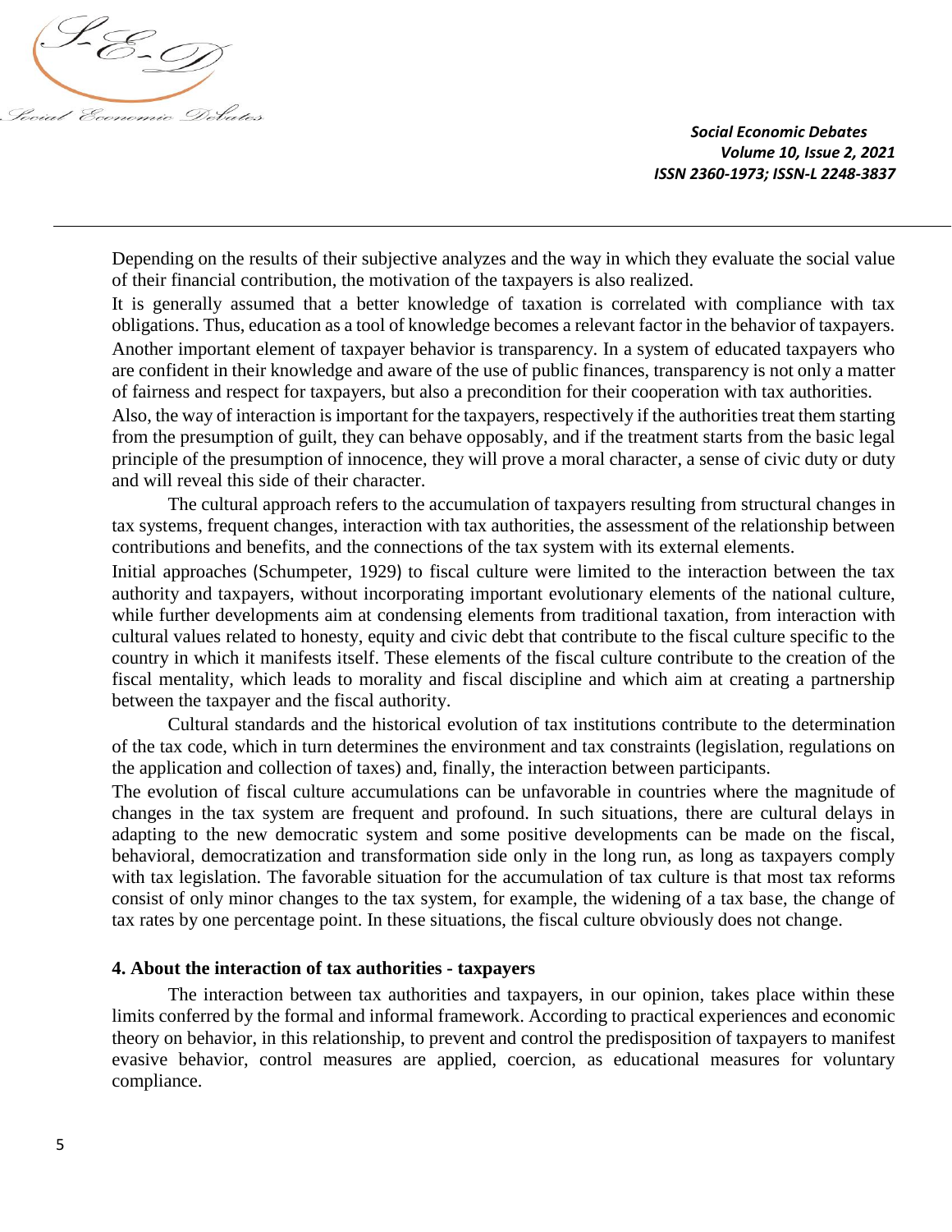Depending on the results of their subjective analyzes and the way in which they evaluate the social value of their financial contribution, the motivation of the taxpayers is also realized.

It is generally assumed that a better knowledge of taxation is correlated with compliance with tax obligations. Thus, education as a tool of knowledge becomes a relevant factor in the behavior of taxpayers. Another important element of taxpayer behavior is transparency. In a system of educated taxpayers who are confident in their knowledge and aware of the use of public finances, transparency is not only a matter of fairness and respect for taxpayers, but also a precondition for their cooperation with tax authorities.

Also, the way of interaction is important for the taxpayers, respectively if the authorities treat them starting from the presumption of guilt, they can behave opposably, and if the treatment starts from the basic legal principle of the presumption of innocence, they will prove a moral character, a sense of civic duty or duty and will reveal this side of their character.

The cultural approach refers to the accumulation of taxpayers resulting from structural changes in tax systems, frequent changes, interaction with tax authorities, the assessment of the relationship between contributions and benefits, and the connections of the tax system with its external elements.

Initial approaches (Schumpeter, 1929) to fiscal culture were limited to the interaction between the tax authority and taxpayers, without incorporating important evolutionary elements of the national culture, while further developments aim at condensing elements from traditional taxation, from interaction with cultural values related to honesty, equity and civic debt that contribute to the fiscal culture specific to the country in which it manifests itself. These elements of the fiscal culture contribute to the creation of the fiscal mentality, which leads to morality and fiscal discipline and which aim at creating a partnership between the taxpayer and the fiscal authority.

Cultural standards and the historical evolution of tax institutions contribute to the determination of the tax code, which in turn determines the environment and tax constraints (legislation, regulations on the application and collection of taxes) and, finally, the interaction between participants.

The evolution of fiscal culture accumulations can be unfavorable in countries where the magnitude of changes in the tax system are frequent and profound. In such situations, there are cultural delays in adapting to the new democratic system and some positive developments can be made on the fiscal, behavioral, democratization and transformation side only in the long run, as long as taxpayers comply with tax legislation. The favorable situation for the accumulation of tax culture is that most tax reforms consist of only minor changes to the tax system, for example, the widening of a tax base, the change of tax rates by one percentage point. In these situations, the fiscal culture obviously does not change.

#### 4. About the interaction of tax authorities - taxpayers

The interaction between tax authorities and taxpayers, in our opinion, takes place within these limits conferred by the formal and informal framework. According to practical experiences and economic theory on behavior, in this relationship, to prevent and control the predisposition of taxpayers to manifest evasive behavior, control measures are applied, coercion, as educational measures for voluntary compliance.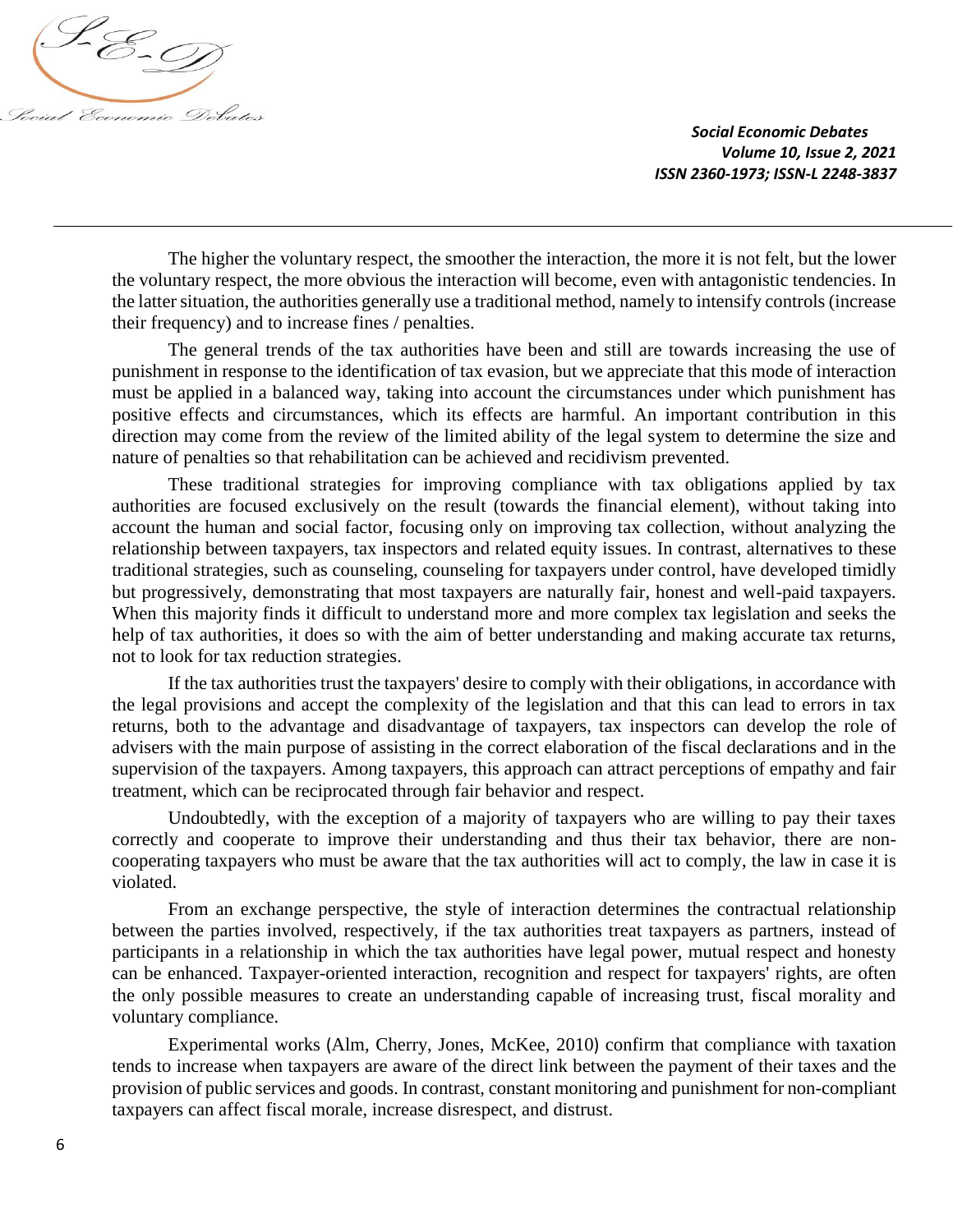The higher the voluntary respect, the smoother the interaction, the more it is not felt, but the lower the voluntary respect, the more obvious the interaction will become, even with antagonistic tendencies. In the latter situation, the authorities generally use a traditional method, namely to intensify controls (increase their frequency) and to increase fines / penalties.

The general trends of the tax authorities have been and still are towards increasing the use of punishment in response to the identification of tax evasion, but we appreciate that this mode of interaction must be applied in a balanced way, taking into account the circumstances under which punishment has positive effects and circumstances, which its effects are harmful. An important contribution in this direction may come from the review of the limited ability of the legal system to determine the size and nature of penalties so that rehabilitation can be achieved and recidivism prevented.

These traditional strategies for improving compliance with tax obligations applied by tax authorities are focused exclusively on the result (towards the financial element), without taking into account the human and social factor, focusing only on improving tax collection, without analyzing the relationship between taxpayers, tax inspectors and related equity issues. In contrast, alternatives to these traditional strategies, such as counseling, counseling for taxpayers under control, have developed timidly but progressively, demonstrating that most taxpayers are naturally fair, honest and well-paid taxpayers. When this majority finds it difficult to understand more and more complex tax legislation and seeks the help of tax authorities, it does so with the aim of better understanding and making accurate tax returns, not to look for tax reduction strategies.

If the tax authorities trust the taxpayers' desire to comply with their obligations, in accordance with the legal provisions and accept the complexity of the legislation and that this can lead to errors in tax returns, both to the advantage and disadvantage of taxpayers, tax inspectors can develop the role of advisers with the main purpose of assisting in the correct elaboration of the fiscal declarations and in the supervision of the taxpayers. Among taxpayers, this approach can attract perceptions of empathy and fair treatment, which can be reciprocated through fair behavior and respect.

Undoubtedly, with the exception of a majority of taxpayers who are willing to pay their taxes correctly and cooperate to improve their understanding and thus their tax behavior, there are non-cooperating taxpayers who must be aware that the tax authorities will act to comply, the law in case it is violated.

From an exchange perspective, the style of interaction determines the contractual relationship between the parties involved, respectively, if the tax authorities treat taxpayers as partners, instead of participants in a relationship in which the tax authorities have legal power, mutual respect and honesty can be enhanced. Taxpayer-oriented interaction, recognition and respect for taxpayers' rights, are often the only possible measures to create an understanding capable of increasing trust, fiscal morality and voluntary compliance.

Experimental works (Alm, Cherry, Jones, McKee, 2010) confirm that compliance with taxation tends to increase when taxpayers are aware of the direct link between the payment of their taxes and the provision of public services and goods. In contrast, constant monitoring and punishment for non-compliant taxpayers can affect fiscal morale, increase disrespect, and distrust.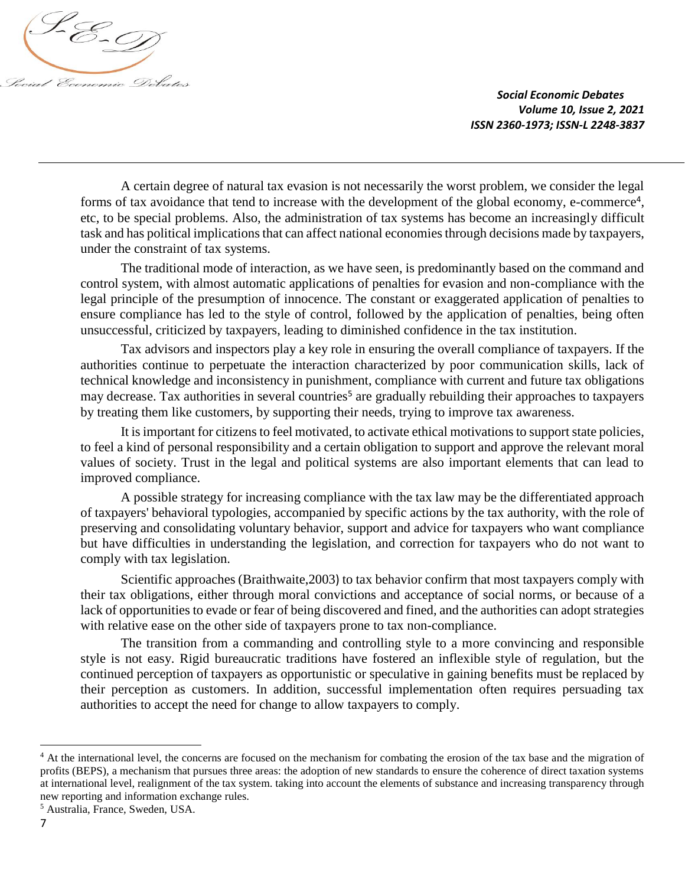A certain degree of natural tax evasion is not necessarily the worst problem, we consider the legal forms of tax avoidance that tend to increase with the development of the global economy, e-commerce[4], etc, to be special problems. Also, the administration of tax systems has become an increasingly difficult task and has political implications that can affect national economies through decisions made by taxpayers, under the constraint of tax systems.

The traditional mode of interaction, as we have seen, is predominantly based on the command and control system, with almost automatic applications of penalties for evasion and non-compliance with the legal principle of the presumption of innocence. The constant or exaggerated application of penalties to ensure compliance has led to the style of control, followed by the application of penalties, being often unsuccessful, criticized by taxpayers, leading to diminished confidence in the tax institution.

Tax advisors and inspectors play a key role in ensuring the overall compliance of taxpayers. If the authorities continue to perpetuate the interaction characterized by poor communication skills, lack of technical knowledge and inconsistency in punishment, compliance with current and future tax obligations may decrease. Tax authorities in several countries[5] are gradually rebuilding their approaches to taxpayers by treating them like customers, by supporting their needs, trying to improve tax awareness.

It is important for citizens to feel motivated, to activate ethical motivations to support state policies, to feel a kind of personal responsibility and a certain obligation to support and approve the relevant moral values of society. Trust in the legal and political systems are also important elements that can lead to improved compliance.

A possible strategy for increasing compliance with the tax law may be the differentiated approach of taxpayers' behavioral typologies, accompanied by specific actions by the tax authority, with the role of preserving and consolidating voluntary behavior, support and advice for taxpayers who want compliance but have difficulties in understanding the legislation, and correction for taxpayers who do not want to comply with tax legislation.

Scientific approaches (Braithwaite,2003) to tax behavior confirm that most taxpayers comply with their tax obligations, either through moral convictions and acceptance of social norms, or because of a lack of opportunities to evade or fear of being discovered and fined, and the authorities can adopt strategies with relative ease on the other side of taxpayers prone to tax non-compliance.

The transition from a commanding and controlling style to a more convincing and responsible style is not easy. Rigid bureaucratic traditions have fostered an inflexible style of regulation, but the continued perception of taxpayers as opportunistic or speculative in gaining benefits must be replaced by their perception as customers. In addition, successful implementation often requires persuading tax authorities to accept the need for change to allow taxpayers to comply.

---

[4] At the international level, the concerns are focused on the mechanism for combating the erosion of the tax base and the migration of profits (BEPS), a mechanism that pursues three areas: the adoption of new standards to ensure the coherence of direct taxation systems at international level, realignment of the tax system. taking into account the elements of substance and increasing transparency through new reporting and information exchange rules.

[5] Australia, France, Sweden, USA.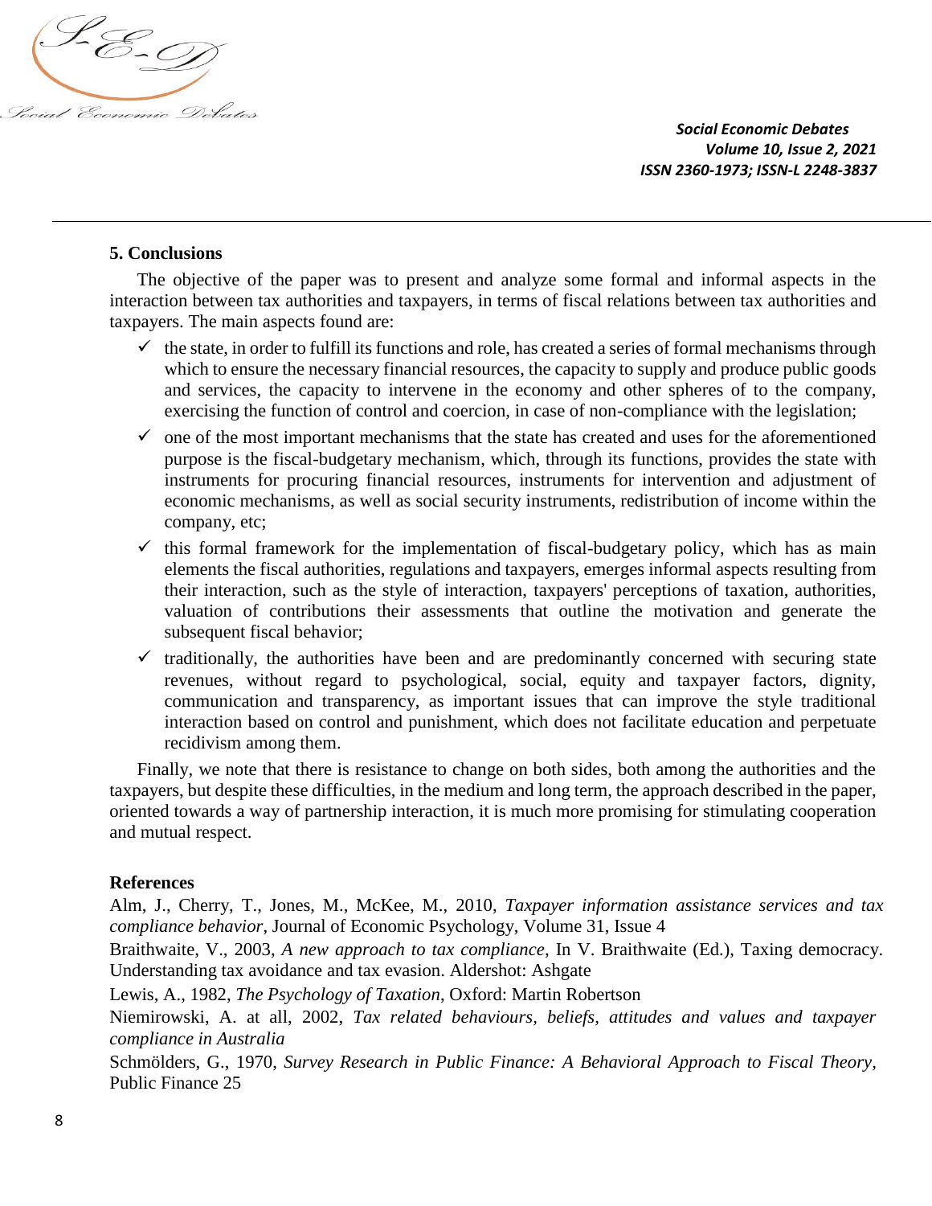## 5. Conclusions

The objective of the paper was to present and analyze some formal and informal aspects in the interaction between tax authorities and taxpayers, in terms of fiscal relations between tax authorities and taxpayers. The main aspects found are:

- ✓ the state, in order to fulfill its functions and role, has created a series of formal mechanisms through which to ensure the necessary financial resources, the capacity to supply and produce public goods and services, the capacity to intervene in the economy and other spheres of to the company, exercising the function of control and coercion, in case of non-compliance with the legislation;
- ✓ one of the most important mechanisms that the state has created and uses for the aforementioned purpose is the fiscal-budgetary mechanism, which, through its functions, provides the state with instruments for procuring financial resources, instruments for intervention and adjustment of economic mechanisms, as well as social security instruments, redistribution of income within the company, etc;
- ✓ this formal framework for the implementation of fiscal-budgetary policy, which has as main elements the fiscal authorities, regulations and taxpayers, emerges informal aspects resulting from their interaction, such as the style of interaction, taxpayers' perceptions of taxation, authorities, valuation of contributions their assessments that outline the motivation and generate the subsequent fiscal behavior;
- ✓ traditionally, the authorities have been and are predominantly concerned with securing state revenues, without regard to psychological, social, equity and taxpayer factors, dignity, communication and transparency, as important issues that can improve the style traditional interaction based on control and punishment, which does not facilitate education and perpetuate recidivism among them.

Finally, we note that there is resistance to change on both sides, both among the authorities and the taxpayers, but despite these difficulties, in the medium and long term, the approach described in the paper, oriented towards a way of partnership interaction, it is much more promising for stimulating cooperation and mutual respect.

## References

Alm, J., Cherry, T., Jones, M., McKee, M., 2010, *Taxpayer information assistance services and tax compliance behavior*, Journal of Economic Psychology, Volume 31, Issue 4

Braithwaite, V., 2003, *A new approach to tax compliance*, In V. Braithwaite (Ed.), Taxing democracy. Understanding tax avoidance and tax evasion. Aldershot: Ashgate

Lewis, A., 1982, *The Psychology of Taxation*, Oxford: Martin Robertson

Niemirowski, A. at all, 2002, *Tax related behaviours, beliefs, attitudes and values and taxpayer compliance in Australia*

Schmölders, G., 1970, *Survey Research in Public Finance: A Behavioral Approach to Fiscal Theory*, Public Finance 25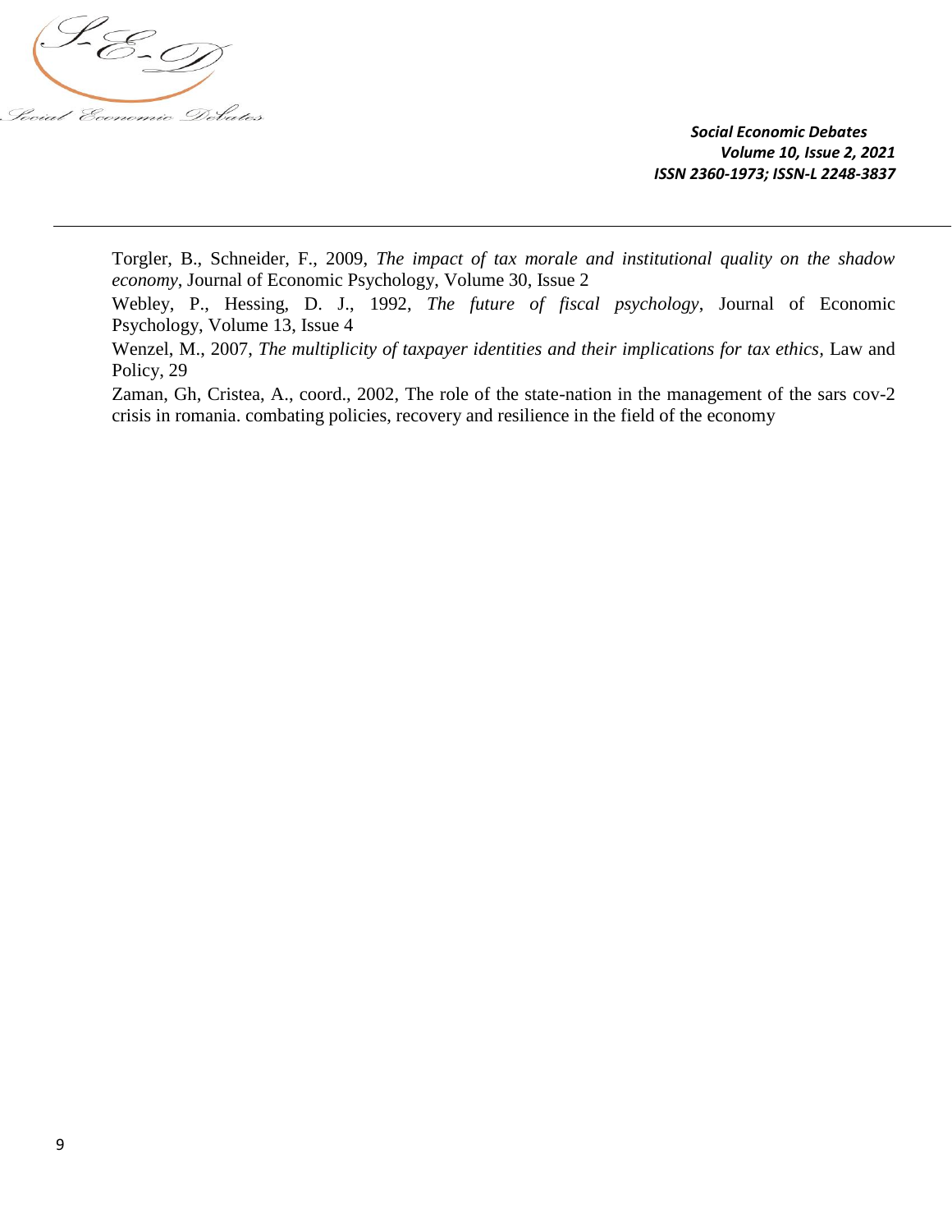Torgler, B., Schneider, F., 2009, *The impact of tax morale and institutional quality on the shadow economy*, Journal of Economic Psychology, Volume 30, Issue 2

Webley, P., Hessing, D. J., 1992, *The future of fiscal psychology*, Journal of Economic Psychology, Volume 13, Issue 4

Wenzel, M., 2007, *The multiplicity of taxpayer identities and their implications for tax ethics*, Law and Policy, 29

Zaman, Gh, Cristea, A., coord., 2002, The role of the state-nation in the management of the sars cov-2 crisis in romania. combating policies, recovery and resilience in the field of the economy